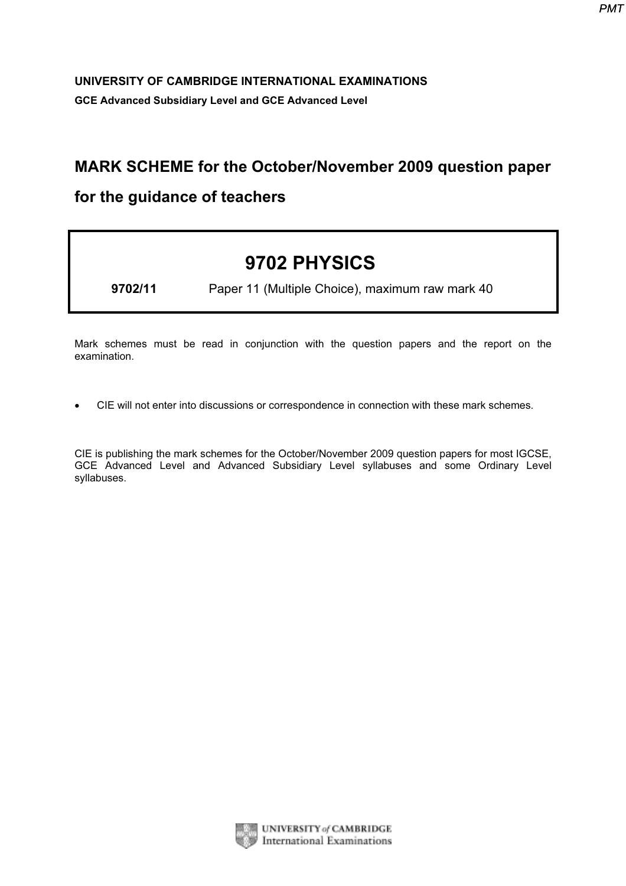**UNIVERSITY OF CAMBRIDGE INTERNATIONAL EXAMINATIONS**

**GCE Advanced Subsidiary Level and GCE Advanced Level**

# MARK SCHEME for the October/November 2009 question paper for the guidance of teachers

## 9702 PHYSICS

**9702/11** Paper 11 (Multiple Choice), maximum raw mark 40

Mark schemes must be read in conjunction with the question papers and the report on the examination.

- CIE will not enter into discussions or correspondence in connection with these mark schemes.

CIE is publishing the mark schemes for the October/November 2009 question papers for most IGCSE, GCE Advanced Level and Advanced Subsidiary Level syllabuses and some Ordinary Level syllabuses.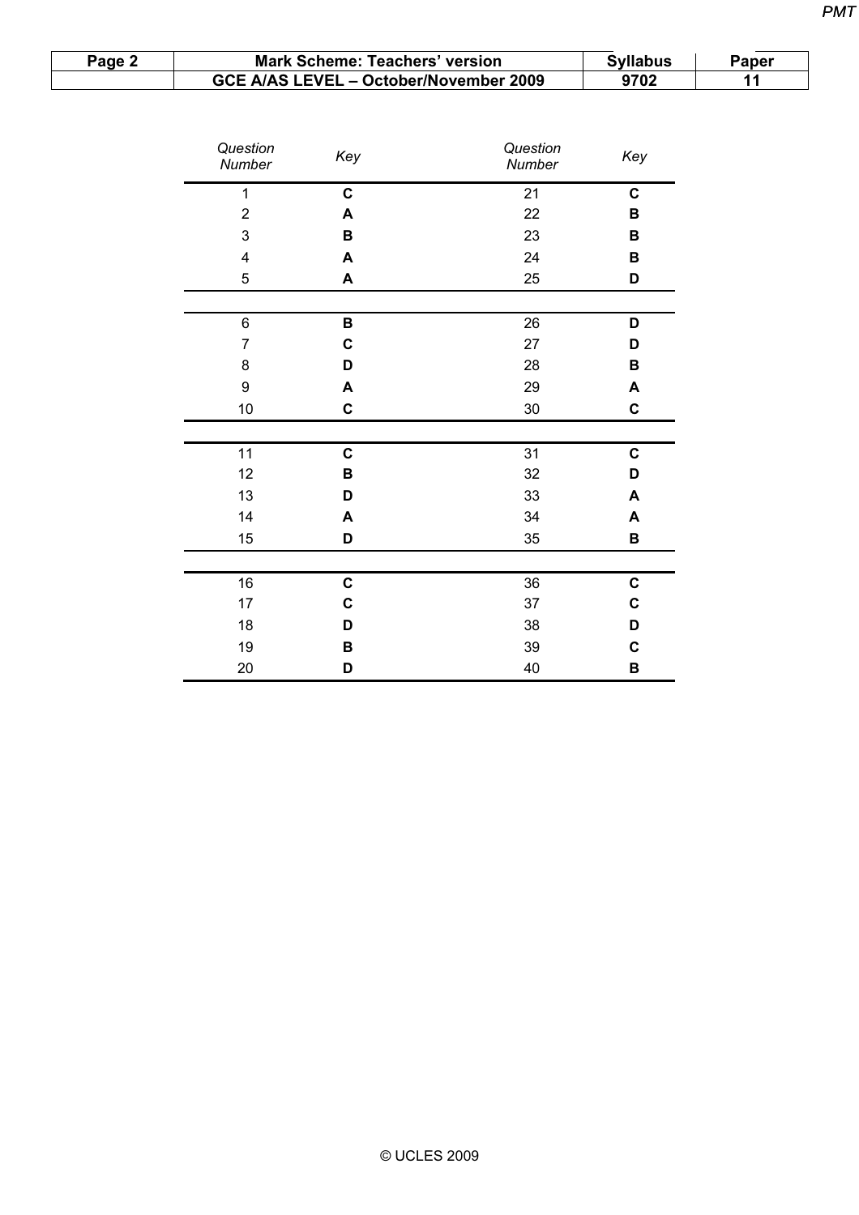| Page 2 | Mark Scheme: Teachers' version | Syllabus | Paper |
| --- | --- | --- | --- |
| | GCE A/AS LEVEL – October/November 2009 | 9702 | 11 |

| *Question Number* | *Key* | *Question Number* | *Key* |
| --- | --- | --- | --- |
| 1 | **C** | 21 | **C** |
| 2 | **A** | 22 | **B** |
| 3 | **B** | 23 | **B** |
| 4 | **A** | 24 | **B** |
| 5 | **A** | 25 | **D** |
| 6 | **B** | 26 | **D** |
| 7 | **C** | 27 | **D** |
| 8 | **D** | 28 | **B** |
| 9 | **A** | 29 | **A** |
| 10 | **C** | 30 | **C** |
| 11 | **C** | 31 | **C** |
| 12 | **B** | 32 | **D** |
| 13 | **D** | 33 | **A** |
| 14 | **A** | 34 | **A** |
| 15 | **D** | 35 | **B** |
| 16 | **C** | 36 | **C** |
| 17 | **C** | 37 | **C** |
| 18 | **D** | 38 | **D** |
| 19 | **B** | 39 | **C** |
| 20 | **D** | 40 | **B** |

© UCLES 2009